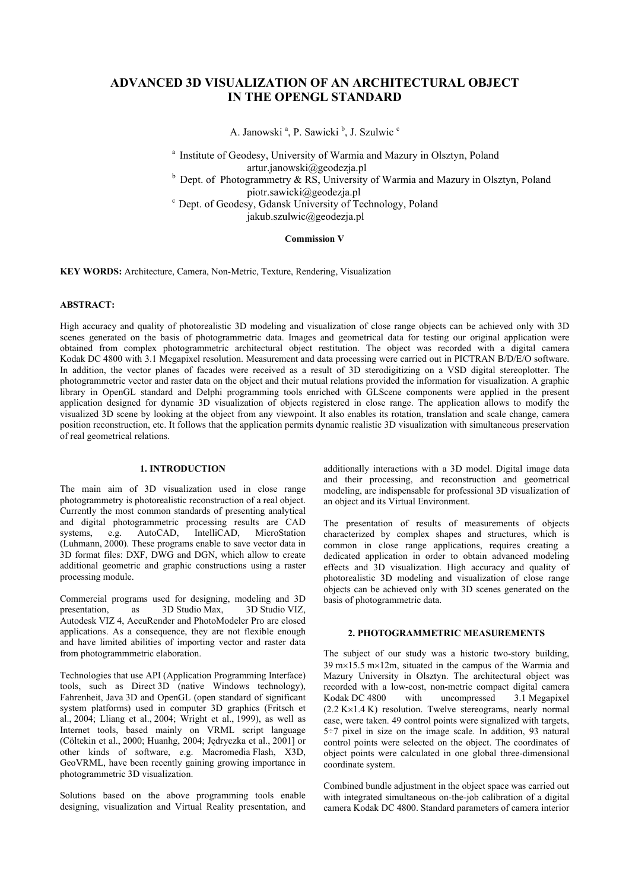# ADVANCED 3D VISUALIZATION OF AN ARCHITECTURAL OBJECT IN THE OPENGL STANDARD

A. Janowski [a], P. Sawicki [b], J. Szulwic [c]

[a] Institute of Geodesy, University of Warmia and Mazury in Olsztyn, Poland
artur.janowski@geodezja.pl

[b] Dept. of Photogrammetry & RS, University of Warmia and Mazury in Olsztyn, Poland
piotr.sawicki@geodezja.pl

[c] Dept. of Geodesy, Gdansk University of Technology, Poland
jakub.szulwic@geodezja.pl

**Commission V**

**KEY WORDS:** Architecture, Camera, Non-Metric, Texture, Rendering, Visualization

**ABSTRACT:**

High accuracy and quality of photorealistic 3D modeling and visualization of close range objects can be achieved only with 3D scenes generated on the basis of photogrammetric data. Images and geometrical data for testing our original application were obtained from complex photogrammetric architectural object restitution. The object was recorded with a digital camera Kodak DC 4800 with 3.1 Megapixel resolution. Measurement and data processing were carried out in PICTRAN B/D/E/O software. In addition, the vector planes of facades were received as a result of 3D sterodigitizing on a VSD digital stereoplotter. The photogrammetric vector and raster data on the object and their mutual relations provided the information for visualization. A graphic library in OpenGL standard and Delphi programming tools enriched with GLScene components were applied in the present application designed for dynamic 3D visualization of objects registered in close range. The application allows to modify the visualized 3D scene by looking at the object from any viewpoint. It also enables its rotation, translation and scale change, camera position reconstruction, etc. It follows that the application permits dynamic realistic 3D visualization with simultaneous preservation of real geometrical relations.

## 1. INTRODUCTION

The main aim of 3D visualization used in close range photogrammetry is photorealistic reconstruction of a real object. Currently the most common standards of presenting analytical and digital photogrammetric processing results are CAD systems, e.g. AutoCAD, IntelliCAD, MicroStation (Luhmann, 2000). These programs enable to save vector data in 3D format files: DXF, DWG and DGN, which allow to create additional geometric and graphic constructions using a raster processing module.

Commercial programs used for designing, modeling and 3D presentation, as 3D Studio Max, 3D Studio VIZ, Autodesk VIZ 4, AccuRender and PhotoModeler Pro are closed applications. As a consequence, they are not flexible enough and have limited abilities of importing vector and raster data from photogrammmetric elaboration.

Technologies that use API (Application Programming Interface) tools, such as Direct 3D (native Windows technology), Fahrenheit, Java 3D and OpenGL (open standard of significant system platforms) used in computer 3D graphics (Fritsch et al., 2004; Lliang et al., 2004; Wright et al., 1999), as well as Internet tools, based mainly on VRML script language (Cöltekin et al., 2000; Huanhg, 2004; Jędryczka et al., 2001] or other kinds of software, e.g. Macromedia Flash, X3D, GeoVRML, have been recently gaining growing importance in photogrammetric 3D visualization.

Solutions based on the above programming tools enable designing, visualization and Virtual Reality presentation, and additionally interactions with a 3D model. Digital image data and their processing, and reconstruction and geometrical modeling, are indispensable for professional 3D visualization of an object and its Virtual Environment.

The presentation of results of measurements of objects characterized by complex shapes and structures, which is common in close range applications, requires creating a dedicated application in order to obtain advanced modeling effects and 3D visualization. High accuracy and quality of photorealistic 3D modeling and visualization of close range objects can be achieved only with 3D scenes generated on the basis of photogrammetric data.

## 2. PHOTOGRAMMETRIC MEASUREMENTS

The subject of our study was a historic two-story building, 39 m×15.5 m×12m, situated in the campus of the Warmia and Mazury University in Olsztyn. The architectural object was recorded with a low-cost, non-metric compact digital camera Kodak DC 4800 with uncompressed 3.1 Megapixel (2.2 K×1.4 K) resolution. Twelve stereograms, nearly normal case, were taken. 49 control points were signalized with targets, 5÷7 pixel in size on the image scale. In addition, 93 natural control points were selected on the object. The coordinates of object points were calculated in one global three-dimensional coordinate system.

Combined bundle adjustment in the object space was carried out with integrated simultaneous on-the-job calibration of a digital camera Kodak DC 4800. Standard parameters of camera interior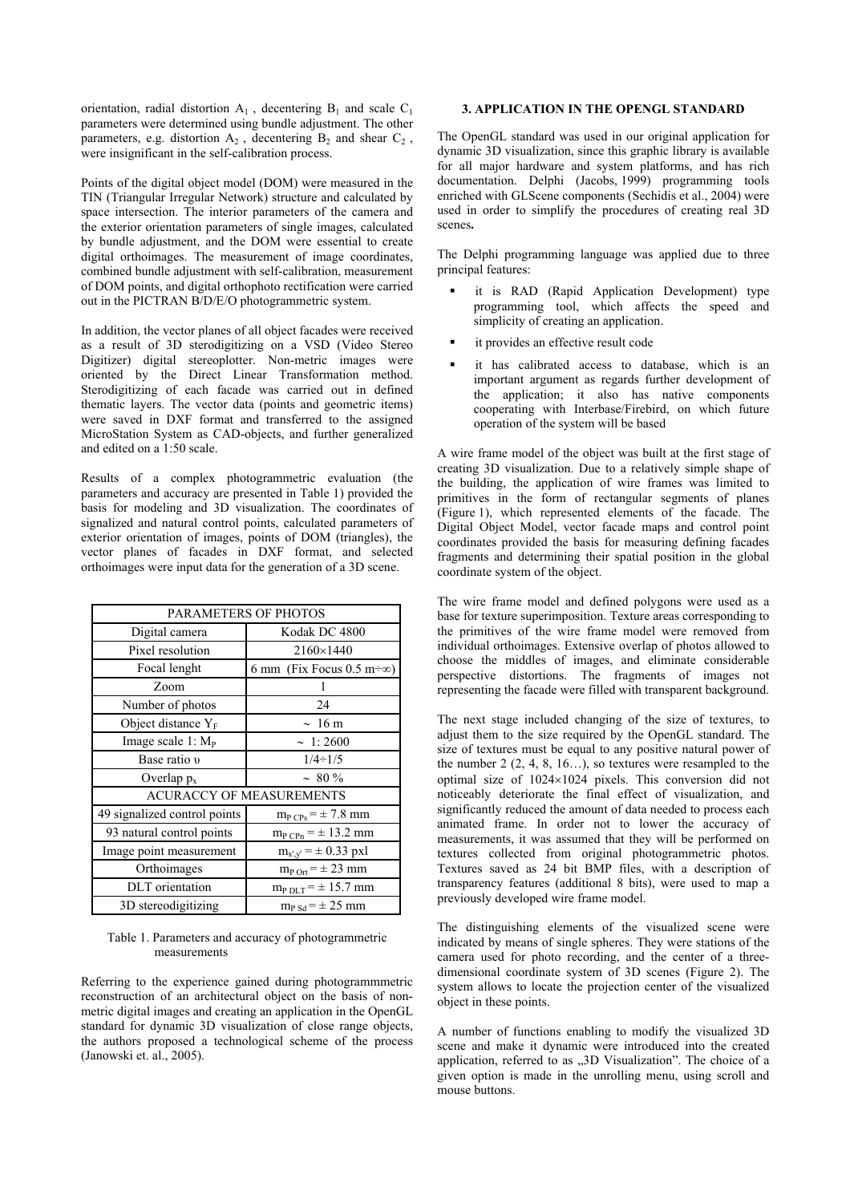orientation, radial distortion $A_1$, decentering $B_1$ and scale $C_1$ parameters were determined using bundle adjustment. The other parameters, e.g. distortion $A_2$, decentering $B_2$ and shear $C_2$, were insignificant in the self-calibration process.

Points of the digital object model (DOM) were measured in the TIN (Triangular Irregular Network) structure and calculated by space intersection. The interior parameters of the camera and the exterior orientation parameters of single images, calculated by bundle adjustment, and the DOM were essential to create digital orthoimages. The measurement of image coordinates, combined bundle adjustment with self-calibration, measurement of DOM points, and digital orthophoto rectification were carried out in the PICTRAN B/D/E/O photogrammetric system.

In addition, the vector planes of all object facades were received as a result of 3D sterodigitizing on a VSD (Video Stereo Digitizer) digital stereoplotter. Non-metric images were oriented by the Direct Linear Transformation method. Sterodigitizing of each facade was carried out in defined thematic layers. The vector data (points and geometric items) were saved in DXF format and transferred to the assigned MicroStation System as CAD-objects, and further generalized and edited on a 1:50 scale.

Results of a complex photogrammetric evaluation (the parameters and accuracy are presented in Table 1) provided the basis for modeling and 3D visualization. The coordinates of signalized and natural control points, calculated parameters of exterior orientation of images, points of DOM (triangles), the vector planes of facades in DXF format, and selected orthoimages were input data for the generation of a 3D scene.

| PARAMETERS OF PHOTOS | |
|---|---|
| Digital camera | Kodak DC 4800 |
| Pixel resolution | 2160×1440 |
| Focal lenght | 6 mm (Fix Focus 0.5 m÷∞) |
| Zoom | 1 |
| Number of photos | 24 |
| Object distance $Y_F$ | ~ 16 m |
| Image scale 1: $M_P$ | ~ 1: 2600 |
| Base ratio υ | 1/4÷1/5 |
| Overlap $p_x$ | ~ 80 % |
| ACURACCY OF MEASUREMENTS | |
| 49 signalized control points | $m_{P\ CPs} = \pm$ 7.8 mm |
| 93 natural control points | $m_{P\ CPn} = \pm$ 13.2 mm |
| Image point measurement | $m_{x',y'} = \pm$ 0.33 pxl |
| Orthoimages | $m_{P\ Ort} = \pm$ 23 mm |
| DLT orientation | $m_{P\ DLT} = \pm$ 15.7 mm |
| 3D stereodigitizing | $m_{P\ Sd} = \pm$ 25 mm |

Table 1. Parameters and accuracy of photogrammetric measurements

Referring to the experience gained during photogrammmetric reconstruction of an architectural object on the basis of non-metric digital images and creating an application in the OpenGL standard for dynamic 3D visualization of close range objects, the authors proposed a technological scheme of the process (Janowski et. al., 2005).

#### 3. APPLICATION IN THE OPENGL STANDARD

The OpenGL standard was used in our original application for dynamic 3D visualization, since this graphic library is available for all major hardware and system platforms, and has rich documentation. Delphi (Jacobs, 1999) programming tools enriched with GLScene components (Sechidis et al., 2004) were used in order to simplify the procedures of creating real 3D scenes**.**

The Delphi programming language was applied due to three principal features:

- it is RAD (Rapid Application Development) type programming tool, which affects the speed and simplicity of creating an application.
- it provides an effective result code
- it has calibrated access to database, which is an important argument as regards further development of the application; it also has native components cooperating with Interbase/Firebird, on which future operation of the system will be based

A wire frame model of the object was built at the first stage of creating 3D visualization. Due to a relatively simple shape of the building, the application of wire frames was limited to primitives in the form of rectangular segments of planes (Figure 1), which represented elements of the facade. The Digital Object Model, vector facade maps and control point coordinates provided the basis for measuring defining facades fragments and determining their spatial position in the global coordinate system of the object.

The wire frame model and defined polygons were used as a base for texture superimposition. Texture areas corresponding to the primitives of the wire frame model were removed from individual orthoimages. Extensive overlap of photos allowed to choose the middles of images, and eliminate considerable perspective distortions. The fragments of images not representing the facade were filled with transparent background.

The next stage included changing of the size of textures, to adjust them to the size required by the OpenGL standard. The size of textures must be equal to any positive natural power of the number 2 (2, 4, 8, 16…), so textures were resampled to the optimal size of 1024×1024 pixels. This conversion did not noticeably deteriorate the final effect of visualization, and significantly reduced the amount of data needed to process each animated frame. In order not to lower the accuracy of measurements, it was assumed that they will be performed on textures collected from original photogrammetric photos. Textures saved as 24 bit BMP files, with a description of transparency features (additional 8 bits), were used to map a previously developed wire frame model.

The distinguishing elements of the visualized scene were indicated by means of single spheres. They were stations of the camera used for photo recording, and the center of a three-dimensional coordinate system of 3D scenes (Figure 2). The system allows to locate the projection center of the visualized object in these points.

A number of functions enabling to modify the visualized 3D scene and make it dynamic were introduced into the created application, referred to as „3D Visualization". The choice of a given option is made in the unrolling menu, using scroll and mouse buttons.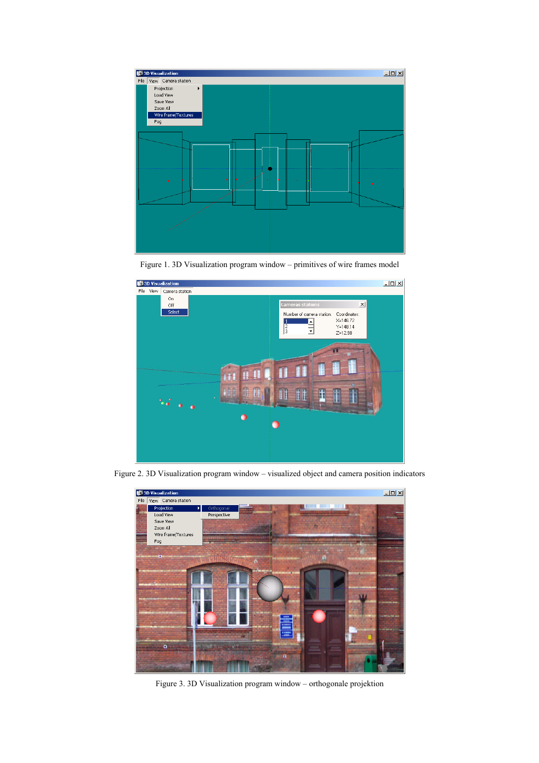Figure 1. 3D Visualization program window – primitives of wire frames model

Figure 2. 3D Visualization program window – visualized object and camera position indicators

Figure 3. 3D Visualization program window – orthogonale projektion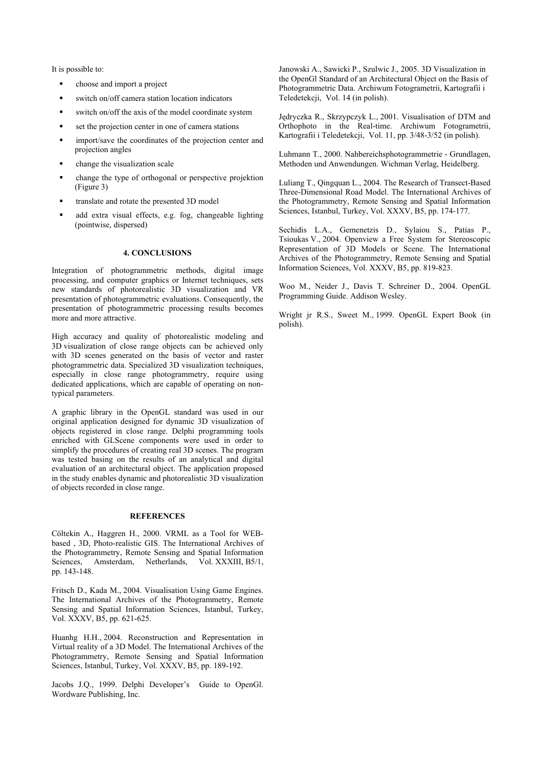It is possible to:

- choose and import a project
- switch on/off camera station location indicators
- switch on/off the axis of the model coordinate system
- set the projection center in one of camera stations
- import/save the coordinates of the projection center and projection angles
- change the visualization scale
- change the type of orthogonal or perspective projektion (Figure 3)
- translate and rotate the presented 3D model
- add extra visual effects, e.g. fog, changeable lighting (pointwise, dispersed)

## 4. CONCLUSIONS

Integration of photogrammetric methods, digital image processing, and computer graphics or Internet techniques, sets new standards of photorealistic 3D visualization and VR presentation of photogrammetric evaluations. Consequently, the presentation of photogrammetric processing results becomes more and more attractive.

High accuracy and quality of photorealistic modeling and 3D visualization of close range objects can be achieved only with 3D scenes generated on the basis of vector and raster photogrammetric data. Specialized 3D visualization techniques, especially in close range photogrammetry, require using dedicated applications, which are capable of operating on non-typical parameters.

A graphic library in the OpenGL standard was used in our original application designed for dynamic 3D visualization of objects registered in close range. Delphi programming tools enriched with GLScene components were used in order to simplify the procedures of creating real 3D scenes. The program was tested basing on the results of an analytical and digital evaluation of an architectural object. The application proposed in the study enables dynamic and photorealistic 3D visualization of objects recorded in close range.

## REFERENCES

Cöltekin A., Haggren H., 2000. VRML as a Tool for WEB-based , 3D, Photo-realistic GIS. The International Archives of the Photogrammetry, Remote Sensing and Spatial Information Sciences, Amsterdam, Netherlands, Vol. XXXIII, B5/1, pp. 143-148.

Fritsch D., Kada M., 2004. Visualisation Using Game Engines. The International Archives of the Photogrammetry, Remote Sensing and Spatial Information Sciences, Istanbul, Turkey, Vol. XXXV, B5, pp. 621-625.

Huanhg H.H., 2004. Reconstruction and Representation in Virtual reality of a 3D Model. The International Archives of the Photogrammetry, Remote Sensing and Spatial Information Sciences, Istanbul, Turkey, Vol. XXXV, B5, pp. 189-192.

Jacobs J.Q., 1999. Delphi Developer's Guide to OpenGl. Wordware Publishing, Inc.

Janowski A., Sawicki P., Szulwic J., 2005. 3D Visualization in the OpenGl Standard of an Architectural Object on the Basis of Photogrammetric Data. Archiwum Fotogrametrii, Kartografii i Teledetekcji, Vol. 14 (in polish).

Jędryczka R., Skrzypczyk L., 2001. Visualisation of DTM and Orthophoto in the Real-time. Archiwum Fotogrametrii, Kartografii i Teledetekcji, Vol. 11, pp. 3/48-3/52 (in polish).

Luhmann T., 2000. Nahbereichsphotogrammetrie - Grundlagen, Methoden und Anwendungen. Wichman Verlag, Heidelberg.

Luliang T., Qingquan L., 2004. The Research of Transect-Based Three-Dimensional Road Model. The International Archives of the Photogrammetry, Remote Sensing and Spatial Information Sciences, Istanbul, Turkey, Vol. XXXV, B5, pp. 174-177.

Sechidis L.A., Gemenetzis D., Sylaiou S., Patias P., Tsioukas V., 2004. Openview a Free System for Stereoscopic Representation of 3D Models or Scene. The International Archives of the Photogrammetry, Remote Sensing and Spatial Information Sciences, Vol. XXXV, B5, pp. 819-823.

Woo M., Neider J., Davis T. Schreiner D., 2004. OpenGL Programming Guide. Addison Wesley.

Wright jr R.S., Sweet M., 1999. OpenGL Expert Book (in polish).